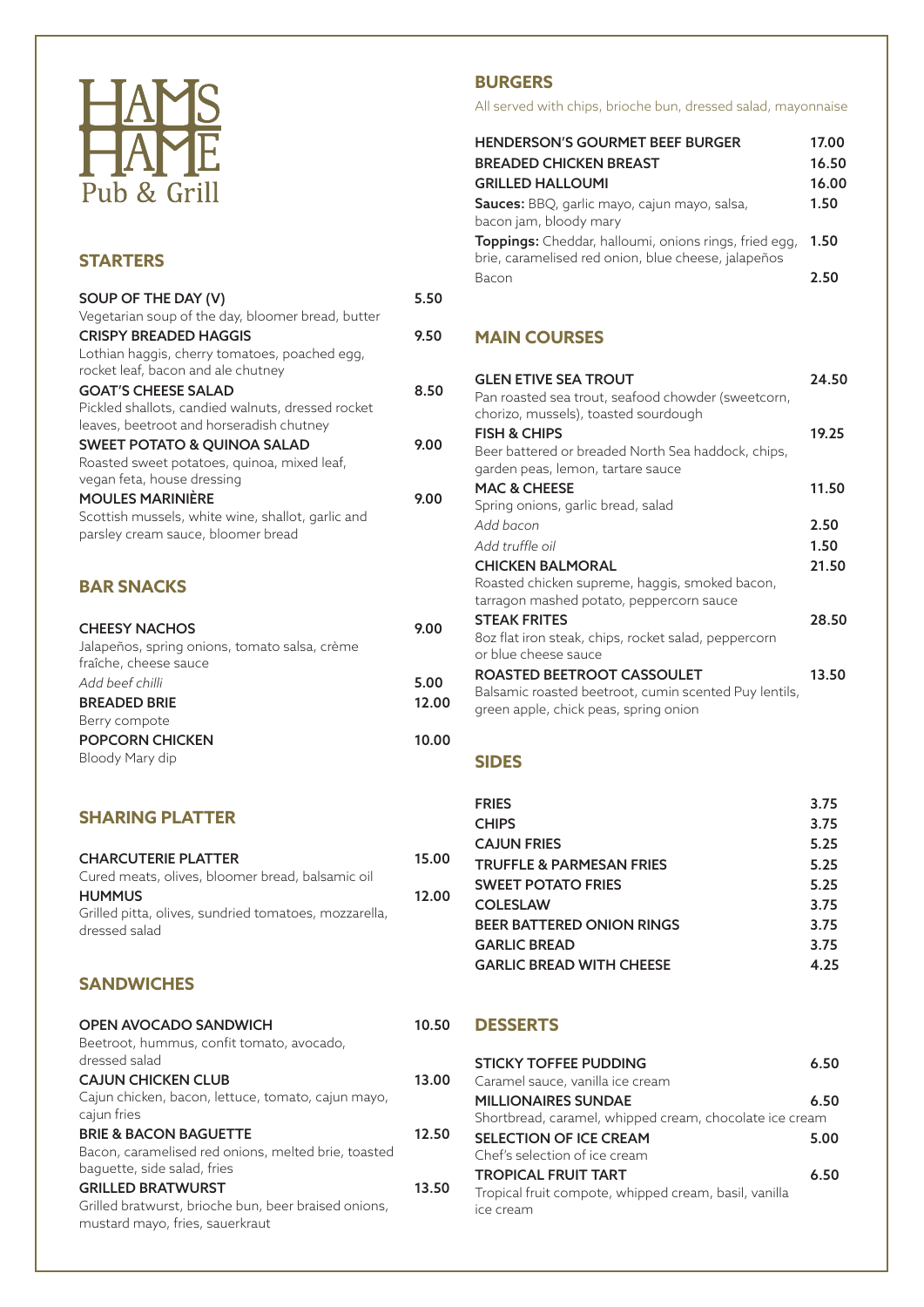# HAMS HAME

Pub & Grill

## STARTERS

**SOUP OF THE DAY (V)** 5.50
Vegetarian soup of the day, bloomer bread, butter

**CRISPY BREADED HAGGIS** 9.50
Lothian haggis, cherry tomatoes, poached egg, rocket leaf, bacon and ale chutney

**GOAT'S CHEESE SALAD** 8.50
Pickled shallots, candied walnuts, dressed rocket leaves, beetroot and horseradish chutney

**SWEET POTATO & QUINOA SALAD** 9.00
Roasted sweet potatoes, quinoa, mixed leaf, vegan feta, house dressing

**MOULES MARINIÈRE** 9.00
Scottish mussels, white wine, shallot, garlic and parsley cream sauce, bloomer bread

## BAR SNACKS

**CHEESY NACHOS** 9.00
Jalapeños, spring onions, tomato salsa, crème fraîche, cheese sauce

*Add beef chilli* 5.00

**BREADED BRIE** 12.00
Berry compote

**POPCORN CHICKEN** 10.00
Bloody Mary dip

## SHARING PLATTER

**CHARCUTERIE PLATTER** 15.00
Cured meats, olives, bloomer bread, balsamic oil

**HUMMUS** 12.00
Grilled pitta, olives, sundried tomatoes, mozzarella, dressed salad

## SANDWICHES

**OPEN AVOCADO SANDWICH** 10.50
Beetroot, hummus, confit tomato, avocado, dressed salad

**CAJUN CHICKEN CLUB** 13.00
Cajun chicken, bacon, lettuce, tomato, cajun mayo, cajun fries

**BRIE & BACON BAGUETTE** 12.50
Bacon, caramelised red onions, melted brie, toasted baguette, side salad, fries

**GRILLED BRATWURST** 13.50
Grilled bratwurst, brioche bun, beer braised onions, mustard mayo, fries, sauerkraut

## BURGERS

All served with chips, brioche bun, dressed salad, mayonnaise

**HENDERSON'S GOURMET BEEF BURGER** 17.00

**BREADED CHICKEN BREAST** 16.50

**GRILLED HALLOUMI** 16.00

**Sauces:** BBQ, garlic mayo, cajun mayo, salsa, bacon jam, bloody mary 1.50

**Toppings:** Cheddar, halloumi, onions rings, fried egg, brie, caramelised red onion, blue cheese, jalapeños 1.50

Bacon 2.50

## MAIN COURSES

**GLEN ETIVE SEA TROUT** 24.50
Pan roasted sea trout, seafood chowder (sweetcorn, chorizo, mussels), toasted sourdough

**FISH & CHIPS** 19.25
Beer battered or breaded North Sea haddock, chips, garden peas, lemon, tartare sauce

**MAC & CHEESE** 11.50
Spring onions, garlic bread, salad

*Add bacon* 2.50

*Add truffle oil* 1.50

**CHICKEN BALMORAL** 21.50
Roasted chicken supreme, haggis, smoked bacon, tarragon mashed potato, peppercorn sauce

**STEAK FRITES** 28.50
8oz flat iron steak, chips, rocket salad, peppercorn or blue cheese sauce

**ROASTED BEETROOT CASSOULET** 13.50
Balsamic roasted beetroot, cumin scented Puy lentils, green apple, chick peas, spring onion

## SIDES

| Item | Price |
| --- | --- |
| FRIES | 3.75 |
| CHIPS | 3.75 |
| CAJUN FRIES | 5.25 |
| TRUFFLE & PARMESAN FRIES | 5.25 |
| SWEET POTATO FRIES | 5.25 |
| COLESLAW | 3.75 |
| BEER BATTERED ONION RINGS | 3.75 |
| GARLIC BREAD | 3.75 |
| GARLIC BREAD WITH CHEESE | 4.25 |

## DESSERTS

**STICKY TOFFEE PUDDING** 6.50
Caramel sauce, vanilla ice cream

**MILLIONAIRES SUNDAE** 6.50
Shortbread, caramel, whipped cream, chocolate ice cream

**SELECTION OF ICE CREAM** 5.00
Chef's selection of ice cream

**TROPICAL FRUIT TART** 6.50
Tropical fruit compote, whipped cream, basil, vanilla ice cream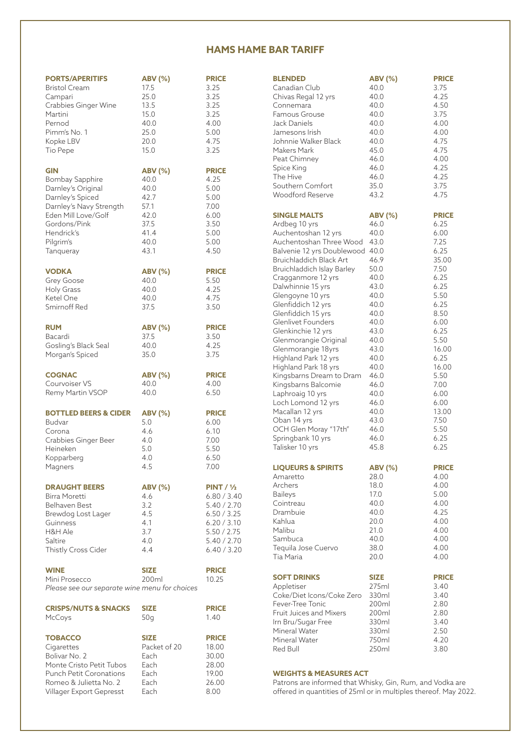# HAMS HAME BAR TARIFF

| PORTS/APERITIFS | ABV (%) | PRICE |
|---|---|---|
| Bristol Cream | 17.5 | 3.25 |
| Campari | 25.0 | 3.25 |
| Crabbies Ginger Wine | 13.5 | 3.25 |
| Martini | 15.0 | 3.25 |
| Pernod | 40.0 | 4.00 |
| Pimm's No. 1 | 25.0 | 5.00 |
| Kopke LBV | 20.0 | 4.75 |
| Tio Pepe | 15.0 | 3.25 |

| GIN | ABV (%) | PRICE |
|---|---|---|
| Bombay Sapphire | 40.0 | 4.25 |
| Darnley's Original | 40.0 | 5.00 |
| Darnley's Spiced | 42.7 | 5.00 |
| Darnley's Navy Strength | 57.1 | 7.00 |
| Eden Mill Love/Golf | 42.0 | 6.00 |
| Gordons/Pink | 37.5 | 3.50 |
| Hendrick's | 41.4 | 5.00 |
| Pilgrim's | 40.0 | 5.00 |
| Tanqueray | 43.1 | 4.50 |

| VODKA | ABV (%) | PRICE |
|---|---|---|
| Grey Goose | 40.0 | 5.50 |
| Holy Grass | 40.0 | 4.25 |
| Ketel One | 40.0 | 4.75 |
| Smirnoff Red | 37.5 | 3.50 |

| RUM | ABV (%) | PRICE |
|---|---|---|
| Bacardi | 37.5 | 3.50 |
| Gosling's Black Seal | 40.0 | 4.25 |
| Morgan's Spiced | 35.0 | 3.75 |

| COGNAC | ABV (%) | PRICE |
|---|---|---|
| Courvoiser VS | 40.0 | 4.00 |
| Remy Martin VSOP | 40.0 | 6.50 |

| BOTTLED BEERS & CIDER | ABV (%) | PRICE |
|---|---|---|
| Budvar | 5.0 | 6.00 |
| Corona | 4.6 | 6.10 |
| Crabbies Ginger Beer | 4.0 | 7.00 |
| Heineken | 5.0 | 5.50 |
| Kopparberg | 4.0 | 6.50 |
| Magners | 4.5 | 7.00 |

| DRAUGHT BEERS | ABV (%) | PINT / ½ |
|---|---|---|
| Birra Moretti | 4.6 | 6.80 / 3.40 |
| Belhaven Best | 3.2 | 5.40 / 2.70 |
| Brewdog Lost Lager | 4.5 | 6.50 / 3.25 |
| Guinness | 4.1 | 6.20 / 3.10 |
| H&H Ale | 3.7 | 5.50 / 2.75 |
| Saltire | 4.0 | 5.40 / 2.70 |
| Thistly Cross Cider | 4.4 | 6.40 / 3.20 |

| WINE | SIZE | PRICE |
|---|---|---|
| Mini Prosecco | 200ml | 10.25 |

*Please see our separate wine menu for choices*

| CRISPS/NUTS & SNACKS | SIZE | PRICE |
|---|---|---|
| McCoys | 50g | 1.40 |

| TOBACCO | SIZE | PRICE |
|---|---|---|
| Cigarettes | Packet of 20 | 18.00 |
| Bolivar No. 2 | Each | 30.00 |
| Monte Cristo Petit Tubos | Each | 28.00 |
| Punch Petit Coronations | Each | 19.00 |
| Romeo & Julietta No. 2 | Each | 26.00 |
| Villager Export Gepresst | Each | 8.00 |

| BLENDED | ABV (%) | PRICE |
|---|---|---|
| Canadian Club | 40.0 | 3.75 |
| Chivas Regal 12 yrs | 40.0 | 4.25 |
| Connemara | 40.0 | 4.50 |
| Famous Grouse | 40.0 | 3.75 |
| Jack Daniels | 40.0 | 4.00 |
| Jamesons Irish | 40.0 | 4.00 |
| Johnnie Walker Black | 40.0 | 4.75 |
| Makers Mark | 45.0 | 4.75 |
| Peat Chimney | 46.0 | 4.00 |
| Spice King | 46.0 | 4.25 |
| The Hive | 46.0 | 4.25 |
| Southern Comfort | 35.0 | 3.75 |
| Woodford Reserve | 43.2 | 4.75 |

| SINGLE MALTS | ABV (%) | PRICE |
|---|---|---|
| Ardbeg 10 yrs | 46.0 | 6.25 |
| Auchentoshan 12 yrs | 40.0 | 6.00 |
| Auchentoshan Three Wood | 43.0 | 7.25 |
| Balvenie 12 yrs Doublewood | 40.0 | 6.25 |
| Bruichladdich Black Art | 46.9 | 35.00 |
| Bruichladdich Islay Barley | 50.0 | 7.50 |
| Cragganmore 12 yrs | 40.0 | 6.25 |
| Dalwhinnie 15 yrs | 43.0 | 6.25 |
| Glengoyne 10 yrs | 40.0 | 5.50 |
| Glenfiddich 12 yrs | 40.0 | 6.25 |
| Glenfiddich 15 yrs | 40.0 | 8.50 |
| Glenlivet Founders | 40.0 | 6.00 |
| Glenkinchie 12 yrs | 43.0 | 6.25 |
| Glenmorangie Original | 40.0 | 5.50 |
| Glenmorangie 18yrs | 43.0 | 16.00 |
| Highland Park 12 yrs | 40.0 | 6.25 |
| Highland Park 18 yrs | 40.0 | 16.00 |
| Kingsbarns Dream to Dram | 46.0 | 5.50 |
| Kingsbarns Balcomie | 46.0 | 7.00 |
| Laphroaig 10 yrs | 40.0 | 6.00 |
| Loch Lomond 12 yrs | 46.0 | 6.00 |
| Macallan 12 yrs | 40.0 | 13.00 |
| Oban 14 yrs | 43.0 | 7.50 |
| OCH Glen Moray "17th" | 46.0 | 5.50 |
| Springbank 10 yrs | 46.0 | 6.25 |
| Talisker 10 yrs | 45.8 | 6.25 |

| LIQUEURS & SPIRITS | ABV (%) | PRICE |
|---|---|---|
| Amaretto | 28.0 | 4.00 |
| Archers | 18.0 | 4.00 |
| Baileys | 17.0 | 5.00 |
| Cointreau | 40.0 | 4.00 |
| Drambuie | 40.0 | 4.25 |
| Kahlua | 20.0 | 4.00 |
| Malibu | 21.0 | 4.00 |
| Sambuca | 40.0 | 4.00 |
| Tequila Jose Cuervo | 38.0 | 4.00 |
| Tia Maria | 20.0 | 4.00 |

| SOFT DRINKS | SIZE | PRICE |
|---|---|---|
| Appletiser | 275ml | 3.40 |
| Coke/Diet Icons/Coke Zero | 330ml | 3.40 |
| Fever-Tree Tonic | 200ml | 2.80 |
| Fruit Juices and Mixers | 200ml | 2.80 |
| Irn Bru/Sugar Free | 330ml | 3.40 |
| Mineral Water | 330ml | 2.50 |
| Mineral Water | 750ml | 4.20 |
| Red Bull | 250ml | 3.80 |

**WEIGHTS & MEASURES ACT**

Patrons are informed that Whisky, Gin, Rum, and Vodka are offered in quantities of 25ml or in multiples thereof. May 2022.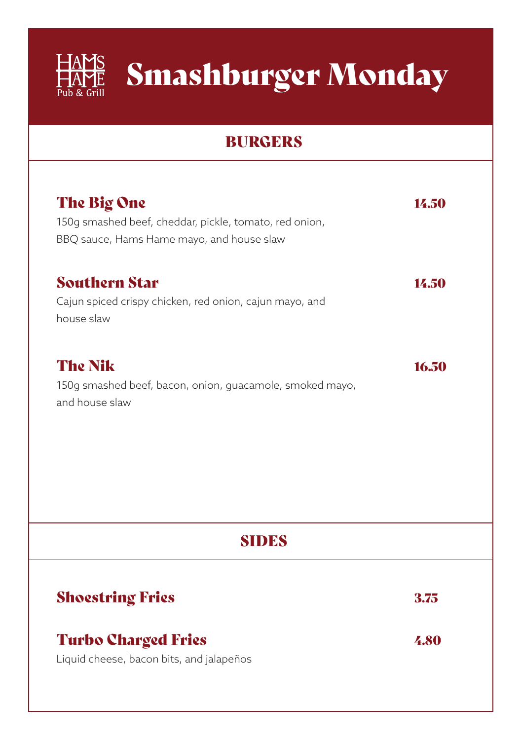Hams Hame Pub & Grill

# Smashburger Monday

## BURGERS

### The Big One — 14.50

150g smashed beef, cheddar, pickle, tomato, red onion, BBQ sauce, Hams Hame mayo, and house slaw

### Southern Star — 14.50

Cajun spiced crispy chicken, red onion, cajun mayo, and house slaw

### The Nik — 16.50

150g smashed beef, bacon, onion, guacamole, smoked mayo, and house slaw

## SIDES

### Shoestring Fries — 3.75

### Turbo Charged Fries — 4.80

Liquid cheese, bacon bits, and jalapeños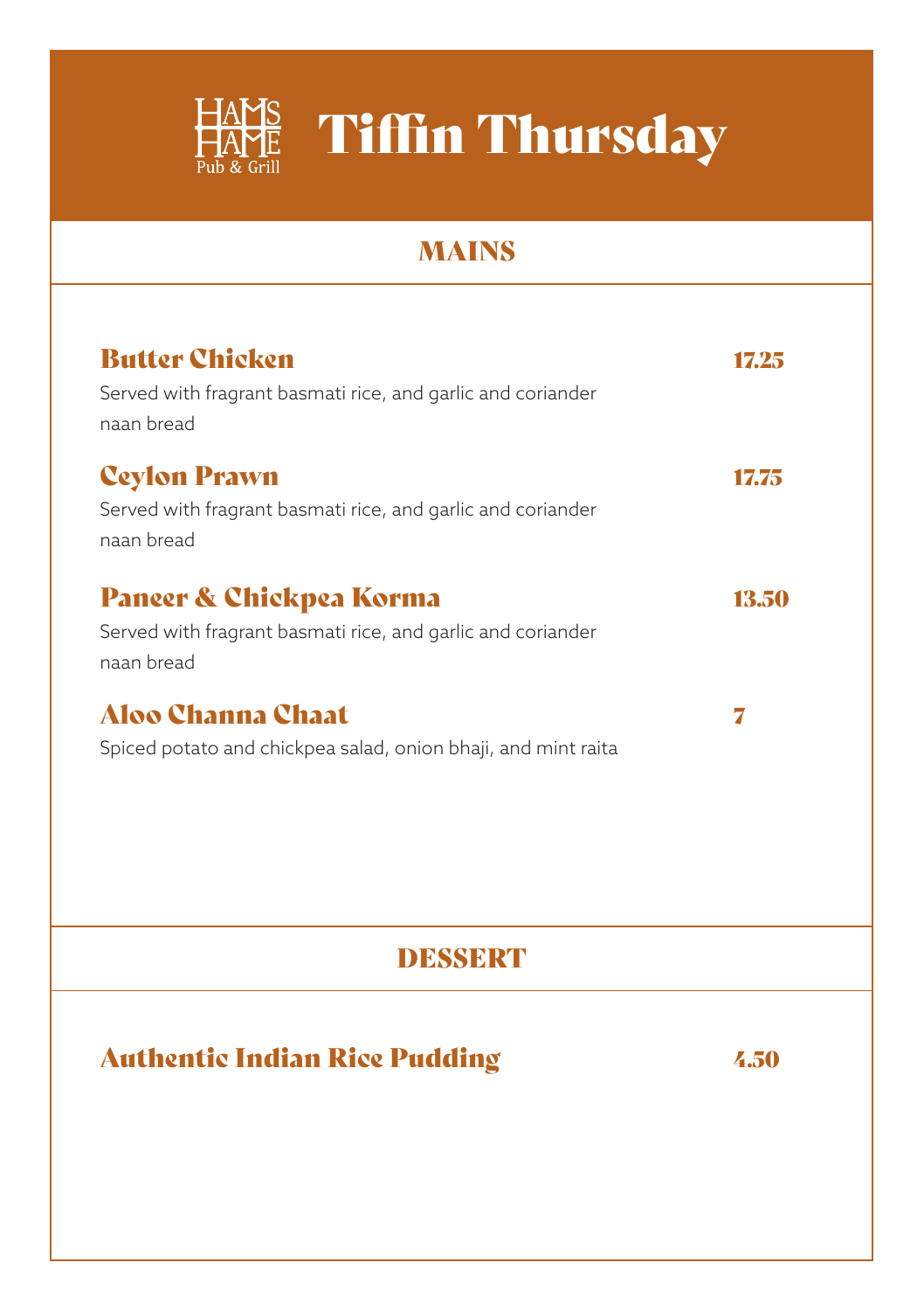HAMS HAME Pub & Grill

# Tiffin Thursday

## MAINS

### Butter Chicken
17.25

Served with fragrant basmati rice, and garlic and coriander naan bread

### Ceylon Prawn
17.75

Served with fragrant basmati rice, and garlic and coriander naan bread

### Paneer & Chickpea Korma
13.50

Served with fragrant basmati rice, and garlic and coriander naan bread

### Aloo Channa Chaat
7

Spiced potato and chickpea salad, onion bhaji, and mint raita

## DESSERT

### Authentic Indian Rice Pudding
4.50